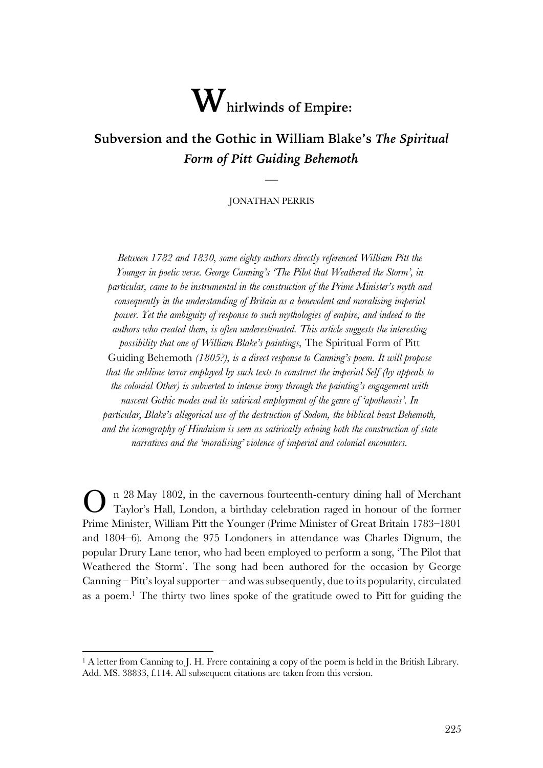# Whirlwinds of Empire:

## Subversion and the Gothic in William Blake's *The Spiritual Form of Pitt Guiding Behemoth*

—

JONATHAN PERRIS

*Between 1782 and 1830, some eighty authors directly referenced William Pitt the Younger in poetic verse. George Canning's 'The Pilot that Weathered the Storm', in particular, came to be instrumental in the construction of the Prime Minister's myth and consequently in the understanding of Britain as a benevolent and moralising imperial power. Yet the ambiguity of response to such mythologies of empire, and indeed to the authors who created them, is often underestimated. This article suggests the interesting possibility that one of William Blake's paintings,* The Spiritual Form of Pitt Guiding Behemoth *(1805?), is a direct response to Canning's poem. It will propose that the sublime terror employed by such texts to construct the imperial Self (by appeals to the colonial Other) is subverted to intense irony through the painting's engagement with nascent Gothic modes and its satirical employment of the genre of 'apotheosis'. In particular, Blake's allegorical use of the destruction of Sodom, the biblical beast Behemoth, and the iconography of Hinduism is seen as satirically echoing both the construction of state narratives and the 'moralising' violence of imperial and colonial encounters.*

On 28 May 1802, in the cavernous fourteenth-century dining hall of Merchant Taylor's Hall, London, a birthday celebration raged in honour of the former Prime Minister, William Pitt the Younger (Prime Minister of Great Britain 1783–1801 and 1804–6). Among the 975 Londoners in attendance was Charles Dignum, the popular Drury Lane tenor, who had been employed to perform a song, 'The Pilot that Weathered the Storm'. The song had been authored for the occasion by George Canning – Pitt's loyal supporter – and was subsequently, due to its popularity, circulated as a poem.[1] The thirty two lines spoke of the gratitude owed to Pitt for guiding the

[1] A letter from Canning to J. H. Frere containing a copy of the poem is held in the British Library. Add. MS. 38833, f.114. All subsequent citations are taken from this version.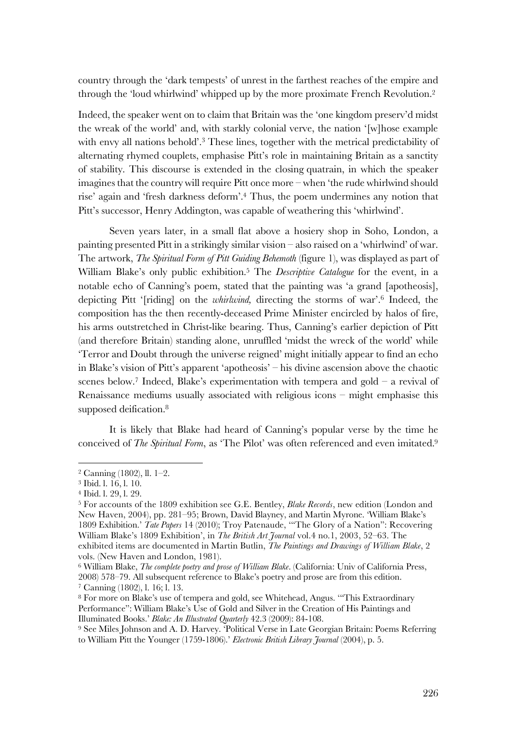country through the 'dark tempests' of unrest in the farthest reaches of the empire and through the 'loud whirlwind' whipped up by the more proximate French Revolution.[2]

Indeed, the speaker went on to claim that Britain was the 'one kingdom preserv'd midst the wreak of the world' and, with starkly colonial verve, the nation '[w]hose example with envy all nations behold'.[3] These lines, together with the metrical predictability of alternating rhymed couplets, emphasise Pitt's role in maintaining Britain as a sanctity of stability. This discourse is extended in the closing quatrain, in which the speaker imagines that the country will require Pitt once more – when 'the rude whirlwind should rise' again and 'fresh darkness deform'.[4] Thus, the poem undermines any notion that Pitt's successor, Henry Addington, was capable of weathering this 'whirlwind'.

Seven years later, in a small flat above a hosiery shop in Soho, London, a painting presented Pitt in a strikingly similar vision – also raised on a 'whirlwind' of war. The artwork, *The Spiritual Form of Pitt Guiding Behemoth* (figure 1), was displayed as part of William Blake's only public exhibition.[5] The *Descriptive Catalogue* for the event, in a notable echo of Canning's poem, stated that the painting was 'a grand [apotheosis], depicting Pitt '[riding] on the *whirlwind,* directing the storms of war'.[6] Indeed, the composition has the then recently-deceased Prime Minister encircled by halos of fire, his arms outstretched in Christ-like bearing. Thus, Canning's earlier depiction of Pitt (and therefore Britain) standing alone, unruffled 'midst the wreck of the world' while 'Terror and Doubt through the universe reigned' might initially appear to find an echo in Blake's vision of Pitt's apparent 'apotheosis' – his divine ascension above the chaotic scenes below.[7] Indeed, Blake's experimentation with tempera and gold – a revival of Renaissance mediums usually associated with religious icons – might emphasise this supposed deification.[8]

It is likely that Blake had heard of Canning's popular verse by the time he conceived of *The Spiritual Form*, as 'The Pilot' was often referenced and even imitated.[9]

---

[2] Canning (1802), ll. 1–2.

[3] Ibid. l. 16, l. 10.

[4] Ibid. l. 29, l. 29.

[5] For accounts of the 1809 exhibition see G.E. Bentley, *Blake Records*, new edition (London and New Haven, 2004), pp. 281–95; Brown, David Blayney, and Martin Myrone. 'William Blake's 1809 Exhibition.' *Tate Papers* 14 (2010); Troy Patenaude, '"The Glory of a Nation": Recovering William Blake's 1809 Exhibition', in *The British Art Journal* vol.4 no.1, 2003, 52–63. The exhibited items are documented in Martin Butlin, *The Paintings and Drawings of William Blake*, 2 vols. (New Haven and London, 1981).

[6] William Blake, *The complete poetry and prose of William Blake*. (California: Univ of California Press, 2008) 578–79. All subsequent reference to Blake's poetry and prose are from this edition.

[7] Canning (1802), l. 16; l. 13.

[8] For more on Blake's use of tempera and gold, see Whitehead, Angus. '"This Extraordinary Performance": William Blake's Use of Gold and Silver in the Creation of His Paintings and Illuminated Books.' *Blake: An Illustrated Quarterly* 42.3 (2009): 84-108.

[9] See Miles Johnson and A. D. Harvey. 'Political Verse in Late Georgian Britain: Poems Referring to William Pitt the Younger (1759-1806).' *Electronic British Library Journal* (2004), p. 5.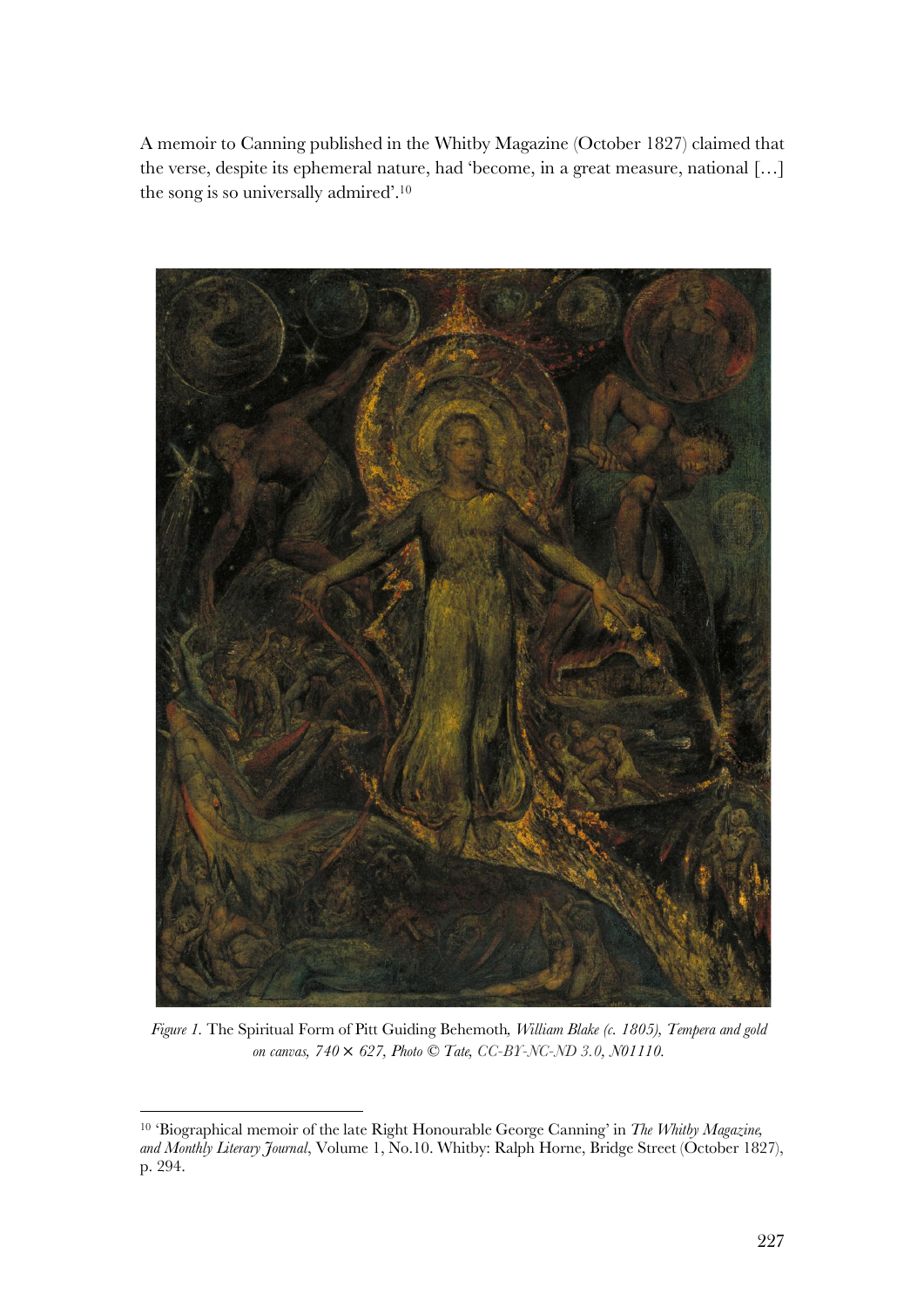A memoir to Canning published in the Whitby Magazine (October 1827) claimed that the verse, despite its ephemeral nature, had 'become, in a great measure, national […] the song is so universally admired'.[10]

*Figure 1.* The Spiritual Form of Pitt Guiding Behemoth*, William Blake (c. 1805), Tempera and gold on canvas, 740 × 627, Photo © Tate, CC-BY-NC-ND 3.0, N01110.*

[10] 'Biographical memoir of the late Right Honourable George Canning' in *The Whitby Magazine, and Monthly Literary Journal*, Volume 1, No.10. Whitby: Ralph Horne, Bridge Street (October 1827), p. 294.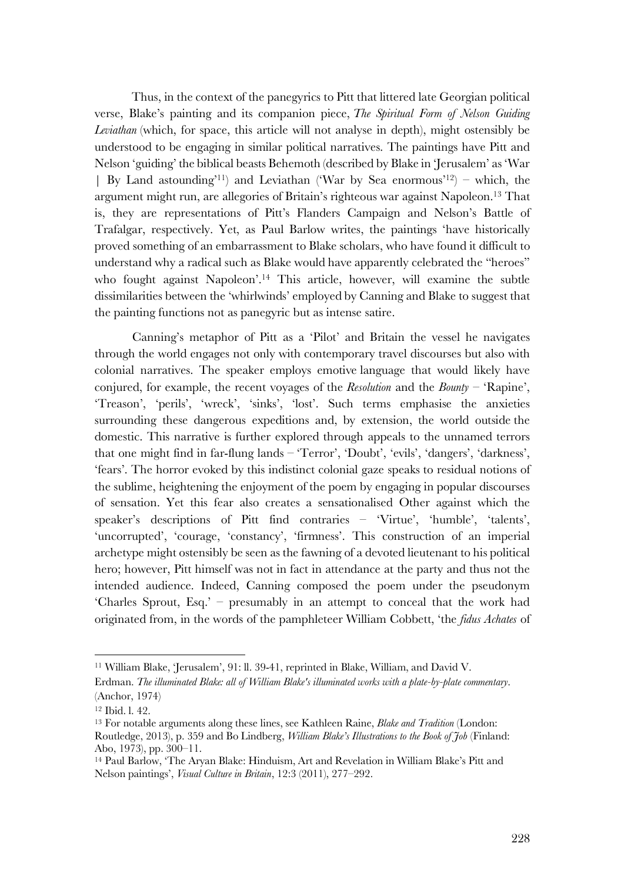Thus, in the context of the panegyrics to Pitt that littered late Georgian political verse, Blake's painting and its companion piece, *The Spiritual Form of Nelson Guiding Leviathan* (which, for space, this article will not analyse in depth), might ostensibly be understood to be engaging in similar political narratives. The paintings have Pitt and Nelson 'guiding' the biblical beasts Behemoth (described by Blake in 'Jerusalem' as 'War | By Land astounding'[11]) and Leviathan ('War by Sea enormous'[12]) – which, the argument might run, are allegories of Britain's righteous war against Napoleon.[13] That is, they are representations of Pitt's Flanders Campaign and Nelson's Battle of Trafalgar, respectively. Yet, as Paul Barlow writes, the paintings 'have historically proved something of an embarrassment to Blake scholars, who have found it difficult to understand why a radical such as Blake would have apparently celebrated the "heroes" who fought against Napoleon'.[14] This article, however, will examine the subtle dissimilarities between the 'whirlwinds' employed by Canning and Blake to suggest that the painting functions not as panegyric but as intense satire.

Canning's metaphor of Pitt as a 'Pilot' and Britain the vessel he navigates through the world engages not only with contemporary travel discourses but also with colonial narratives. The speaker employs emotive language that would likely have conjured, for example, the recent voyages of the *Resolution* and the *Bounty* – 'Rapine', 'Treason', 'perils', 'wreck', 'sinks', 'lost'. Such terms emphasise the anxieties surrounding these dangerous expeditions and, by extension, the world outside the domestic. This narrative is further explored through appeals to the unnamed terrors that one might find in far-flung lands – 'Terror', 'Doubt', 'evils', 'dangers', 'darkness', 'fears'. The horror evoked by this indistinct colonial gaze speaks to residual notions of the sublime, heightening the enjoyment of the poem by engaging in popular discourses of sensation. Yet this fear also creates a sensationalised Other against which the speaker's descriptions of Pitt find contraries – 'Virtue', 'humble', 'talents', 'uncorrupted', 'courage, 'constancy', 'firmness'. This construction of an imperial archetype might ostensibly be seen as the fawning of a devoted lieutenant to his political hero; however, Pitt himself was not in fact in attendance at the party and thus not the intended audience. Indeed, Canning composed the poem under the pseudonym 'Charles Sprout, Esq.' – presumably in an attempt to conceal that the work had originated from, in the words of the pamphleteer William Cobbett, 'the *fidus Achates* of

---

[11] William Blake, 'Jerusalem', 91: ll. 39-41, reprinted in Blake, William, and David V. Erdman. *The illuminated Blake: all of William Blake's illuminated works with a plate-by-plate commentary*. (Anchor, 1974)

[12] Ibid. l. 42.

[13] For notable arguments along these lines, see Kathleen Raine, *Blake and Tradition* (London: Routledge, 2013), p. 359 and Bo Lindberg, *William Blake's Illustrations to the Book of Job* (Finland: Abo, 1973), pp. 300–11.

[14] Paul Barlow, 'The Aryan Blake: Hinduism, Art and Revelation in William Blake's Pitt and Nelson paintings', *Visual Culture in Britain*, 12:3 (2011), 277–292.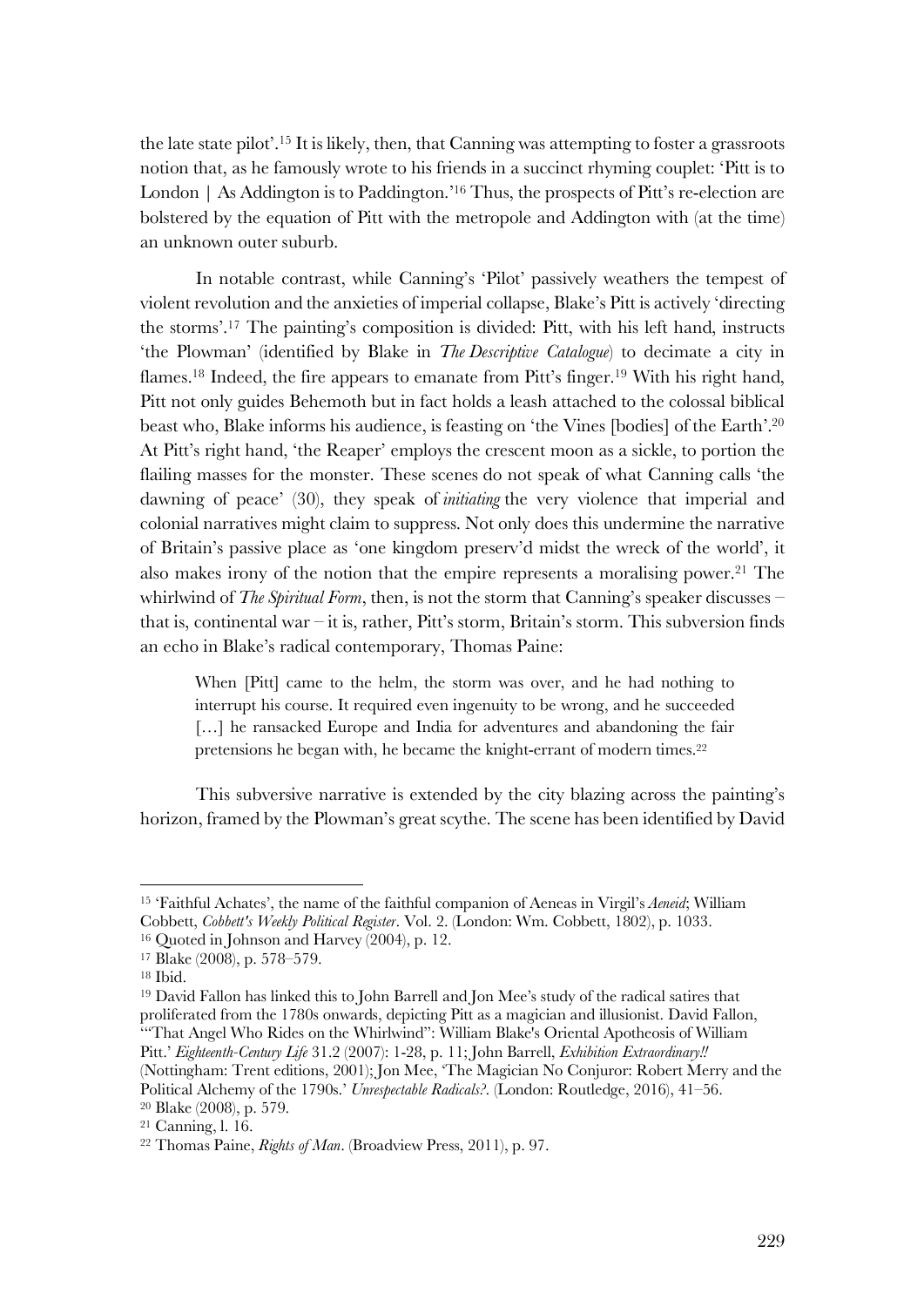the late state pilot'.[15] It is likely, then, that Canning was attempting to foster a grassroots notion that, as he famously wrote to his friends in a succinct rhyming couplet: 'Pitt is to London | As Addington is to Paddington.'[16] Thus, the prospects of Pitt's re-election are bolstered by the equation of Pitt with the metropole and Addington with (at the time) an unknown outer suburb.

In notable contrast, while Canning's 'Pilot' passively weathers the tempest of violent revolution and the anxieties of imperial collapse, Blake's Pitt is actively 'directing the storms'.[17] The painting's composition is divided: Pitt, with his left hand, instructs 'the Plowman' (identified by Blake in *The Descriptive Catalogue*) to decimate a city in flames.[18] Indeed, the fire appears to emanate from Pitt's finger.[19] With his right hand, Pitt not only guides Behemoth but in fact holds a leash attached to the colossal biblical beast who, Blake informs his audience, is feasting on 'the Vines [bodies] of the Earth'.[20] At Pitt's right hand, 'the Reaper' employs the crescent moon as a sickle, to portion the flailing masses for the monster. These scenes do not speak of what Canning calls 'the dawning of peace' (30), they speak of *initiating* the very violence that imperial and colonial narratives might claim to suppress. Not only does this undermine the narrative of Britain's passive place as 'one kingdom preserv'd midst the wreck of the world', it also makes irony of the notion that the empire represents a moralising power.[21] The whirlwind of *The Spiritual Form*, then, is not the storm that Canning's speaker discusses – that is, continental war – it is, rather, Pitt's storm, Britain's storm. This subversion finds an echo in Blake's radical contemporary, Thomas Paine:

> When [Pitt] came to the helm, the storm was over, and he had nothing to interrupt his course. It required even ingenuity to be wrong, and he succeeded […] he ransacked Europe and India for adventures and abandoning the fair pretensions he began with, he became the knight-errant of modern times.[22]

This subversive narrative is extended by the city blazing across the painting's horizon, framed by the Plowman's great scythe. The scene has been identified by David

---

[15] 'Faithful Achates', the name of the faithful companion of Aeneas in Virgil's *Aeneid*; William Cobbett, *Cobbett's Weekly Political Register*. Vol. 2. (London: Wm. Cobbett, 1802), p. 1033.

[16] Quoted in Johnson and Harvey (2004), p. 12.

[17] Blake (2008), p. 578–579.

[18] Ibid.

[19] David Fallon has linked this to John Barrell and Jon Mee's study of the radical satires that proliferated from the 1780s onwards, depicting Pitt as a magician and illusionist. David Fallon, '"That Angel Who Rides on the Whirlwind": William Blake's Oriental Apotheosis of William Pitt.' *Eighteenth-Century Life* 31.2 (2007): 1-28, p. 11; John Barrell, *Exhibition Extraordinary!!* (Nottingham: Trent editions, 2001); Jon Mee, 'The Magician No Conjuror: Robert Merry and the Political Alchemy of the 1790s.' *Unrespectable Radicals?*. (London: Routledge, 2016), 41–56.

[20] Blake (2008), p. 579.

[21] Canning, l. 16.

[22] Thomas Paine, *Rights of Man*. (Broadview Press, 2011), p. 97.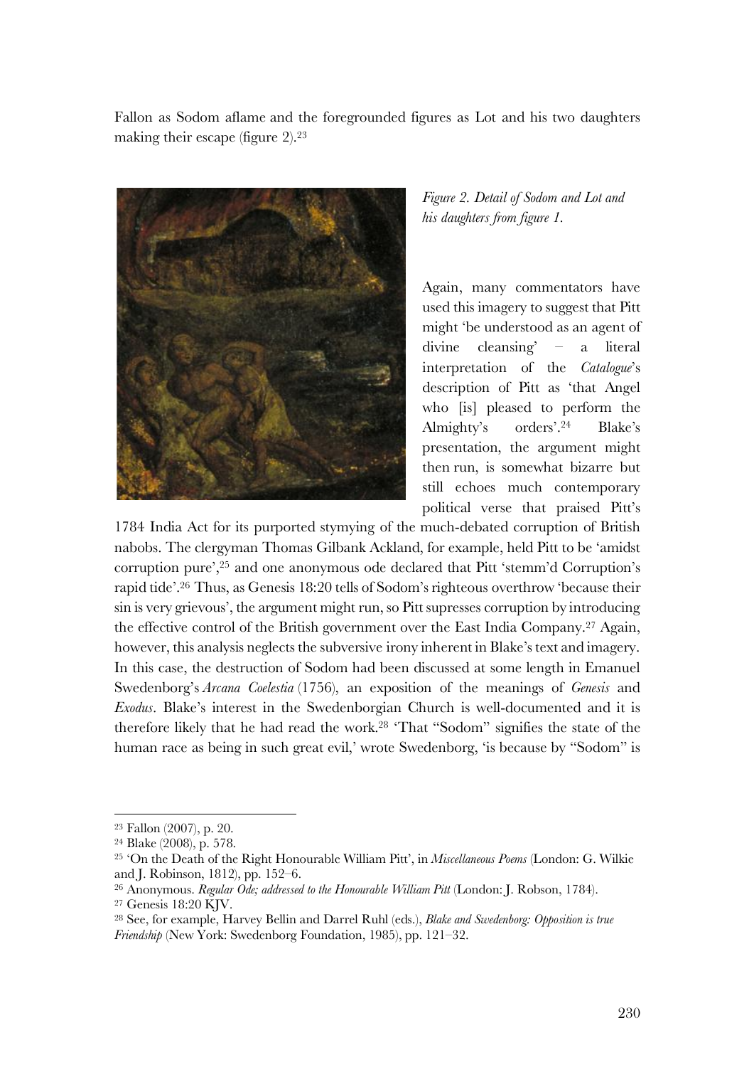Fallon as Sodom aflame and the foregrounded figures as Lot and his two daughters making their escape (figure 2).[23]

*Figure 2. Detail of Sodom and Lot and his daughters from figure 1.*

Again, many commentators have used this imagery to suggest that Pitt might 'be understood as an agent of divine cleansing' – a literal interpretation of the *Catalogue*'s description of Pitt as 'that Angel who [is] pleased to perform the Almighty's orders'.[24] Blake's presentation, the argument might then run, is somewhat bizarre but still echoes much contemporary political verse that praised Pitt's 1784 India Act for its purported stymying of the much-debated corruption of British nabobs. The clergyman Thomas Gilbank Ackland, for example, held Pitt to be 'amidst corruption pure',[25] and one anonymous ode declared that Pitt 'stemm'd Corruption's rapid tide'.[26] Thus, as Genesis 18:20 tells of Sodom's righteous overthrow 'because their sin is very grievous', the argument might run, so Pitt supresses corruption by introducing the effective control of the British government over the East India Company.[27] Again, however, this analysis neglects the subversive irony inherent in Blake's text and imagery. In this case, the destruction of Sodom had been discussed at some length in Emanuel Swedenborg's *Arcana Coelestia* (1756), an exposition of the meanings of *Genesis* and *Exodus*. Blake's interest in the Swedenborgian Church is well-documented and it is therefore likely that he had read the work.[28] 'That "Sodom" signifies the state of the human race as being in such great evil,' wrote Swedenborg, 'is because by "Sodom" is

---

[23] Fallon (2007), p. 20.

[24] Blake (2008), p. 578.

[25] 'On the Death of the Right Honourable William Pitt', in *Miscellaneous Poems* (London: G. Wilkie and J. Robinson, 1812), pp. 152–6.

[26] Anonymous. *Regular Ode; addressed to the Honourable William Pitt* (London: J. Robson, 1784).

[27] Genesis 18:20 KJV.

[28] See, for example, Harvey Bellin and Darrel Ruhl (eds.), *Blake and Swedenborg: Opposition is true Friendship* (New York: Swedenborg Foundation, 1985), pp. 121–32.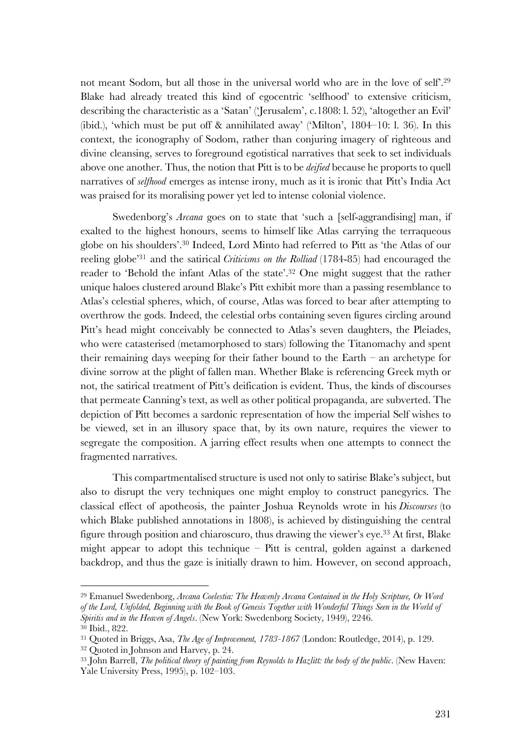not meant Sodom, but all those in the universal world who are in the love of self'.[29] Blake had already treated this kind of egocentric 'selfhood' to extensive criticism, describing the characteristic as a 'Satan' ('Jerusalem', c.1808: l. 52), 'altogether an Evil' (ibid.), 'which must be put off & annihilated away' ('Milton', 1804–10: l. 36). In this context, the iconography of Sodom, rather than conjuring imagery of righteous and divine cleansing, serves to foreground egotistical narratives that seek to set individuals above one another. Thus, the notion that Pitt is to be *deified* because he proports to quell narratives of *selfhood* emerges as intense irony, much as it is ironic that Pitt's India Act was praised for its moralising power yet led to intense colonial violence.

Swedenborg's *Arcana* goes on to state that 'such a [self-aggrandising] man, if exalted to the highest honours, seems to himself like Atlas carrying the terraqueous globe on his shoulders'.[30] Indeed, Lord Minto had referred to Pitt as 'the Atlas of our reeling globe'[31] and the satirical *Criticisms on the Rolliad* (1784-85) had encouraged the reader to 'Behold the infant Atlas of the state'.[32] One might suggest that the rather unique haloes clustered around Blake's Pitt exhibit more than a passing resemblance to Atlas's celestial spheres, which, of course, Atlas was forced to bear after attempting to overthrow the gods. Indeed, the celestial orbs containing seven figures circling around Pitt's head might conceivably be connected to Atlas's seven daughters, the Pleiades, who were catasterised (metamorphosed to stars) following the Titanomachy and spent their remaining days weeping for their father bound to the Earth – an archetype for divine sorrow at the plight of fallen man. Whether Blake is referencing Greek myth or not, the satirical treatment of Pitt's deification is evident. Thus, the kinds of discourses that permeate Canning's text, as well as other political propaganda, are subverted. The depiction of Pitt becomes a sardonic representation of how the imperial Self wishes to be viewed, set in an illusory space that, by its own nature, requires the viewer to segregate the composition. A jarring effect results when one attempts to connect the fragmented narratives.

This compartmentalised structure is used not only to satirise Blake's subject, but also to disrupt the very techniques one might employ to construct panegyrics. The classical effect of apotheosis, the painter Joshua Reynolds wrote in his *Discourses* (to which Blake published annotations in 1808), is achieved by distinguishing the central figure through position and chiaroscuro, thus drawing the viewer's eye.[33] At first, Blake might appear to adopt this technique – Pitt is central, golden against a darkened backdrop, and thus the gaze is initially drawn to him. However, on second approach,

---

[29] Emanuel Swedenborg, *Arcana Coelestia: The Heavenly Arcana Contained in the Holy Scripture, Or Word of the Lord, Unfolded, Beginning with the Book of Genesis Together with Wonderful Things Seen in the World of Spiritis and in the Heaven of Angels*. (New York: Swedenborg Society, 1949), 2246.

[30] Ibid., 822.

[31] Quoted in Briggs, Asa, *The Age of Improvement, 1783-1867* (London: Routledge, 2014), p. 129.

[32] Quoted in Johnson and Harvey, p. 24.

[33] John Barrell, *The political theory of painting from Reynolds to Hazlitt: the body of the public*. (New Haven: Yale University Press, 1995), p. 102–103.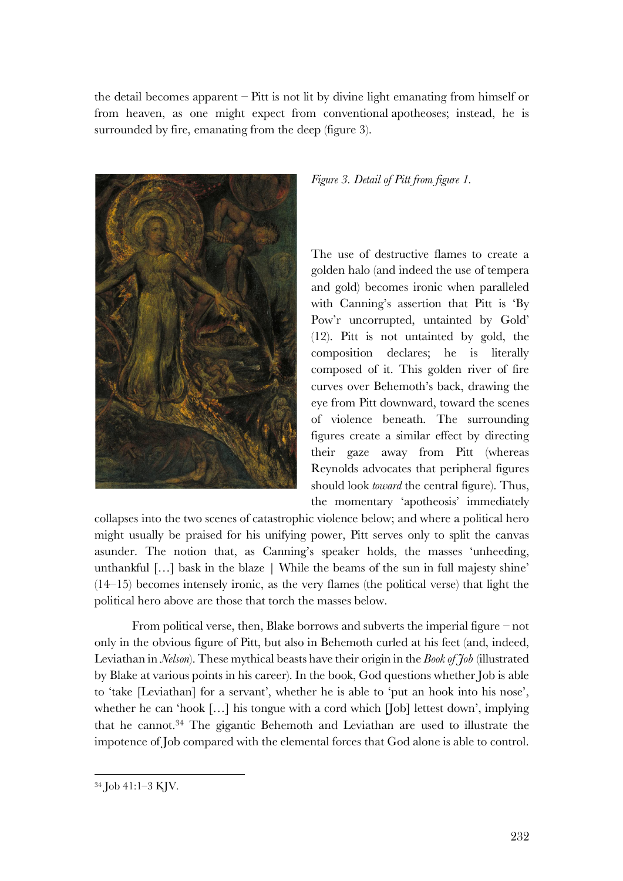the detail becomes apparent – Pitt is not lit by divine light emanating from himself or from heaven, as one might expect from conventional apotheoses; instead, he is surrounded by fire, emanating from the deep (figure 3).

*Figure 3. Detail of Pitt from figure 1.*

The use of destructive flames to create a golden halo (and indeed the use of tempera and gold) becomes ironic when paralleled with Canning's assertion that Pitt is 'By Pow'r uncorrupted, untainted by Gold' (12). Pitt is not untainted by gold, the composition declares; he is literally composed of it. This golden river of fire curves over Behemoth's back, drawing the eye from Pitt downward, toward the scenes of violence beneath. The surrounding figures create a similar effect by directing their gaze away from Pitt (whereas Reynolds advocates that peripheral figures should look *toward* the central figure). Thus, the momentary 'apotheosis' immediately collapses into the two scenes of catastrophic violence below; and where a political hero might usually be praised for his unifying power, Pitt serves only to split the canvas asunder. The notion that, as Canning's speaker holds, the masses 'unheeding, unthankful […] bask in the blaze | While the beams of the sun in full majesty shine' (14–15) becomes intensely ironic, as the very flames (the political verse) that light the political hero above are those that torch the masses below.

From political verse, then, Blake borrows and subverts the imperial figure – not only in the obvious figure of Pitt, but also in Behemoth curled at his feet (and, indeed, Leviathan in *Nelson*). These mythical beasts have their origin in the *Book of Job* (illustrated by Blake at various points in his career). In the book, God questions whether Job is able to 'take [Leviathan] for a servant', whether he is able to 'put an hook into his nose', whether he can 'hook […] his tongue with a cord which [Job] lettest down', implying that he cannot.[34] The gigantic Behemoth and Leviathan are used to illustrate the impotence of Job compared with the elemental forces that God alone is able to control.

---

[34] Job 41:1–3 KJV.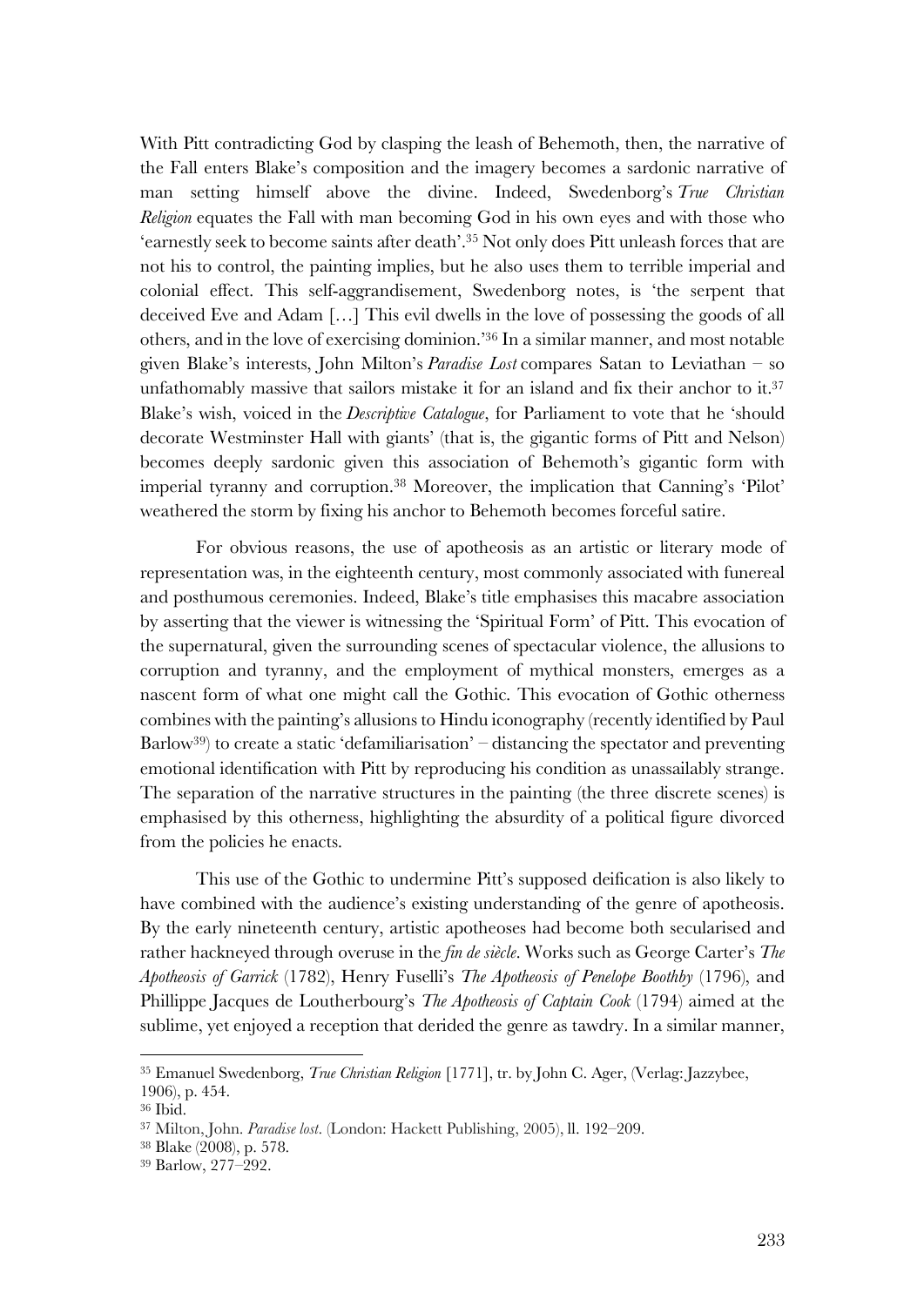With Pitt contradicting God by clasping the leash of Behemoth, then, the narrative of the Fall enters Blake's composition and the imagery becomes a sardonic narrative of man setting himself above the divine. Indeed, Swedenborg's *True Christian Religion* equates the Fall with man becoming God in his own eyes and with those who 'earnestly seek to become saints after death'.[35] Not only does Pitt unleash forces that are not his to control, the painting implies, but he also uses them to terrible imperial and colonial effect. This self-aggrandisement, Swedenborg notes, is 'the serpent that deceived Eve and Adam […] This evil dwells in the love of possessing the goods of all others, and in the love of exercising dominion.'[36] In a similar manner, and most notable given Blake's interests, John Milton's *Paradise Lost* compares Satan to Leviathan – so unfathomably massive that sailors mistake it for an island and fix their anchor to it.[37] Blake's wish, voiced in the *Descriptive Catalogue*, for Parliament to vote that he 'should decorate Westminster Hall with giants' (that is, the gigantic forms of Pitt and Nelson) becomes deeply sardonic given this association of Behemoth's gigantic form with imperial tyranny and corruption.[38] Moreover, the implication that Canning's 'Pilot' weathered the storm by fixing his anchor to Behemoth becomes forceful satire.

For obvious reasons, the use of apotheosis as an artistic or literary mode of representation was, in the eighteenth century, most commonly associated with funereal and posthumous ceremonies. Indeed, Blake's title emphasises this macabre association by asserting that the viewer is witnessing the 'Spiritual Form' of Pitt. This evocation of the supernatural, given the surrounding scenes of spectacular violence, the allusions to corruption and tyranny, and the employment of mythical monsters, emerges as a nascent form of what one might call the Gothic. This evocation of Gothic otherness combines with the painting's allusions to Hindu iconography (recently identified by Paul Barlow[39]) to create a static 'defamiliarisation' – distancing the spectator and preventing emotional identification with Pitt by reproducing his condition as unassailably strange. The separation of the narrative structures in the painting (the three discrete scenes) is emphasised by this otherness, highlighting the absurdity of a political figure divorced from the policies he enacts.

This use of the Gothic to undermine Pitt's supposed deification is also likely to have combined with the audience's existing understanding of the genre of apotheosis. By the early nineteenth century, artistic apotheoses had become both secularised and rather hackneyed through overuse in the *fin de siècle*. Works such as George Carter's *The Apotheosis of Garrick* (1782), Henry Fuselli's *The Apotheosis of Penelope Boothby* (1796), and Phillippe Jacques de Loutherbourg's *The Apotheosis of Captain Cook* (1794) aimed at the sublime, yet enjoyed a reception that derided the genre as tawdry. In a similar manner,

---

[35] Emanuel Swedenborg, *True Christian Religion* [1771], tr. by John C. Ager, (Verlag: Jazzybee, 1906), p. 454.

[36] Ibid.

[37] Milton, John. *Paradise lost*. (London: Hackett Publishing, 2005), ll. 192–209.

[38] Blake (2008), p. 578.

[39] Barlow, 277–292.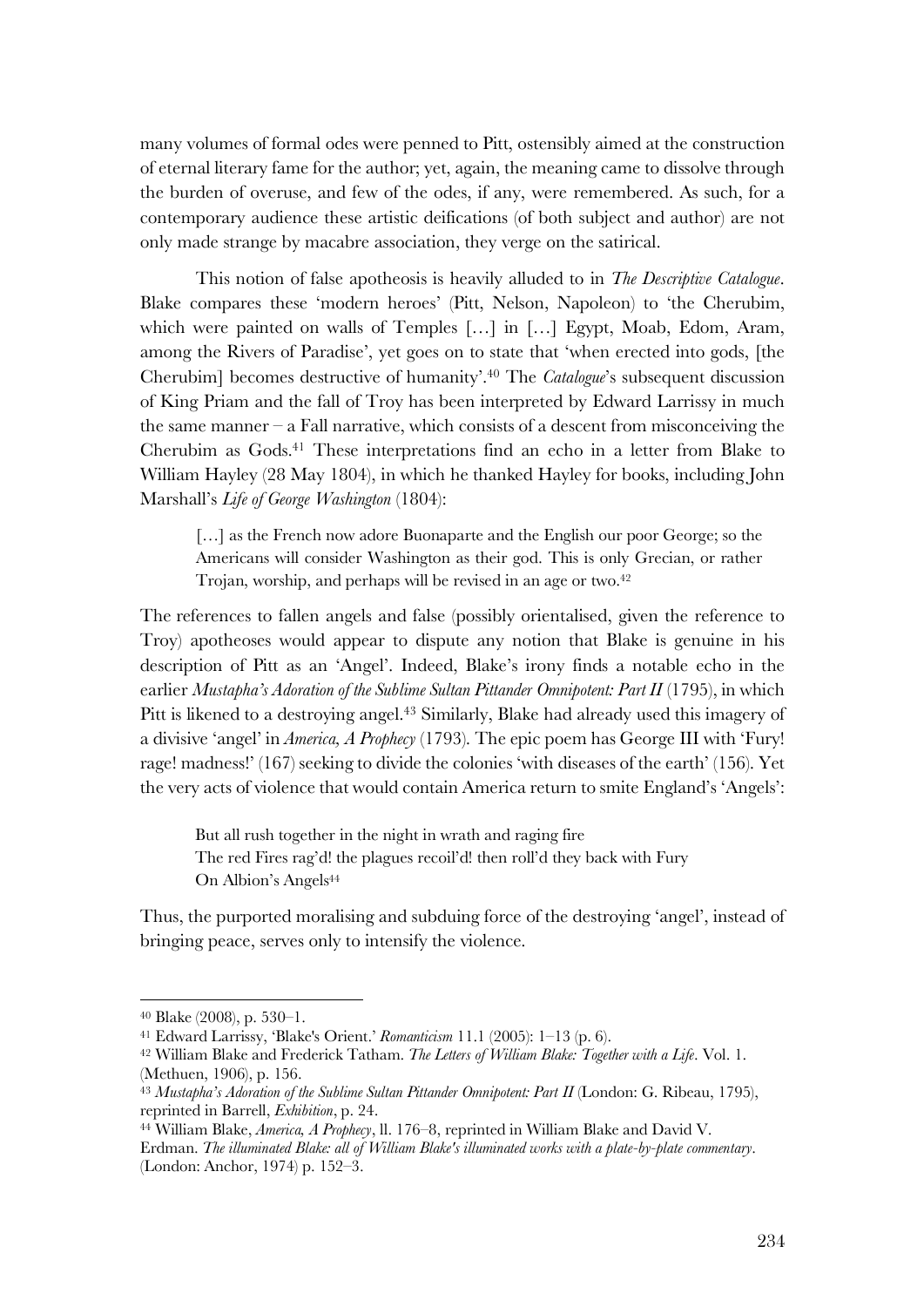many volumes of formal odes were penned to Pitt, ostensibly aimed at the construction of eternal literary fame for the author; yet, again, the meaning came to dissolve through the burden of overuse, and few of the odes, if any, were remembered. As such, for a contemporary audience these artistic deifications (of both subject and author) are not only made strange by macabre association, they verge on the satirical.

This notion of false apotheosis is heavily alluded to in *The Descriptive Catalogue*. Blake compares these 'modern heroes' (Pitt, Nelson, Napoleon) to 'the Cherubim, which were painted on walls of Temples […] in […] Egypt, Moab, Edom, Aram, among the Rivers of Paradise', yet goes on to state that 'when erected into gods, [the Cherubim] becomes destructive of humanity'.[40] The *Catalogue*'s subsequent discussion of King Priam and the fall of Troy has been interpreted by Edward Larrissy in much the same manner – a Fall narrative, which consists of a descent from misconceiving the Cherubim as Gods.[41] These interpretations find an echo in a letter from Blake to William Hayley (28 May 1804), in which he thanked Hayley for books, including John Marshall's *Life of George Washington* (1804):

> […] as the French now adore Buonaparte and the English our poor George; so the Americans will consider Washington as their god. This is only Grecian, or rather Trojan, worship, and perhaps will be revised in an age or two.[42]

The references to fallen angels and false (possibly orientalised, given the reference to Troy) apotheoses would appear to dispute any notion that Blake is genuine in his description of Pitt as an 'Angel'. Indeed, Blake's irony finds a notable echo in the earlier *Mustapha's Adoration of the Sublime Sultan Pittander Omnipotent: Part II* (1795), in which Pitt is likened to a destroying angel.[43] Similarly, Blake had already used this imagery of a divisive 'angel' in *America, A Prophecy* (1793). The epic poem has George III with 'Fury! rage! madness!' (167) seeking to divide the colonies 'with diseases of the earth' (156). Yet the very acts of violence that would contain America return to smite England's 'Angels':

> But all rush together in the night in wrath and raging fire
> The red Fires rag'd! the plagues recoil'd! then roll'd they back with Fury
> On Albion's Angels[44]

Thus, the purported moralising and subduing force of the destroying 'angel', instead of bringing peace, serves only to intensify the violence.

---

[40] Blake (2008), p. 530–1.

[41] Edward Larrissy, 'Blake's Orient.' *Romanticism* 11.1 (2005): 1–13 (p. 6).

[42] William Blake and Frederick Tatham. *The Letters of William Blake: Together with a Life*. Vol. 1. (Methuen, 1906), p. 156.

[43] *Mustapha's Adoration of the Sublime Sultan Pittander Omnipotent: Part II* (London: G. Ribeau, 1795), reprinted in Barrell, *Exhibition*, p. 24.

[44] William Blake, *America, A Prophecy*, ll. 176–8, reprinted in William Blake and David V. Erdman. *The illuminated Blake: all of William Blake's illuminated works with a plate-by-plate commentary*. (London: Anchor, 1974) p. 152–3.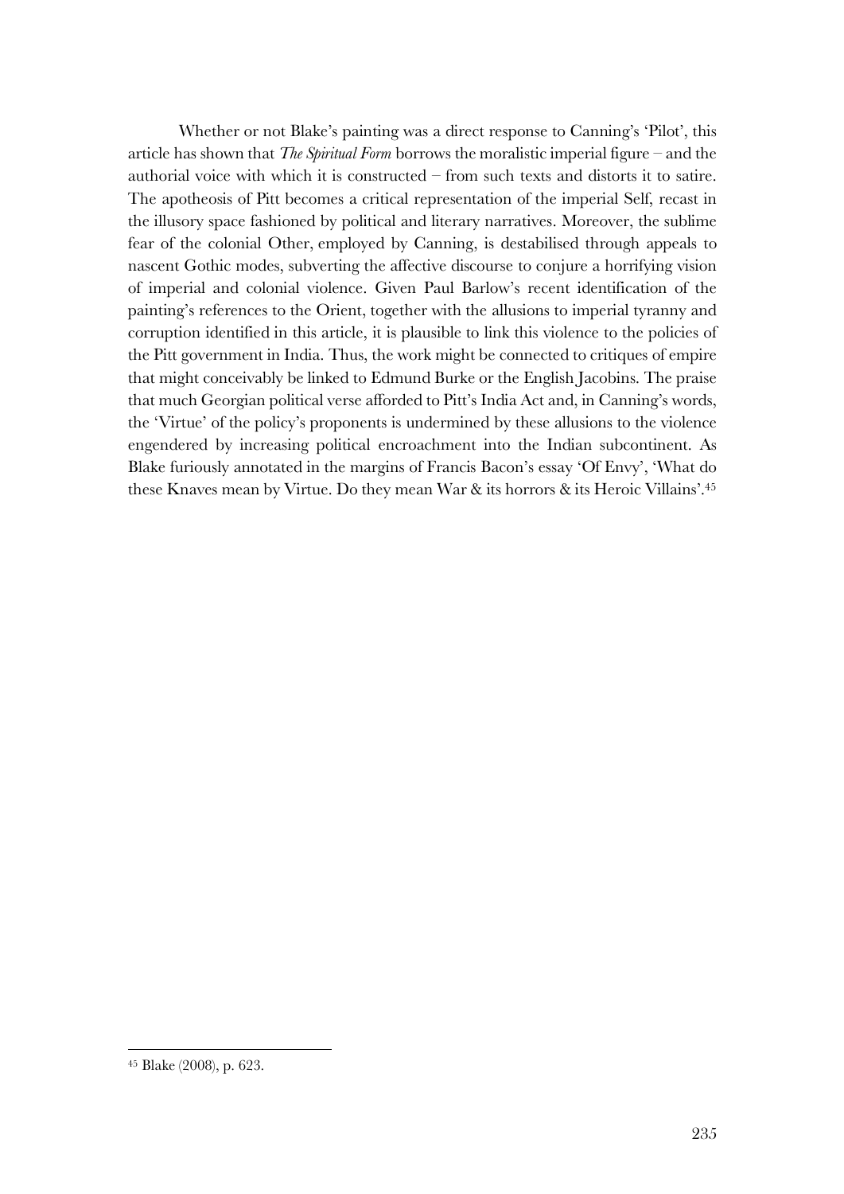Whether or not Blake's painting was a direct response to Canning's 'Pilot', this article has shown that *The Spiritual Form* borrows the moralistic imperial figure – and the authorial voice with which it is constructed – from such texts and distorts it to satire. The apotheosis of Pitt becomes a critical representation of the imperial Self, recast in the illusory space fashioned by political and literary narratives. Moreover, the sublime fear of the colonial Other, employed by Canning, is destabilised through appeals to nascent Gothic modes, subverting the affective discourse to conjure a horrifying vision of imperial and colonial violence. Given Paul Barlow's recent identification of the painting's references to the Orient, together with the allusions to imperial tyranny and corruption identified in this article, it is plausible to link this violence to the policies of the Pitt government in India. Thus, the work might be connected to critiques of empire that might conceivably be linked to Edmund Burke or the English Jacobins. The praise that much Georgian political verse afforded to Pitt's India Act and, in Canning's words, the 'Virtue' of the policy's proponents is undermined by these allusions to the violence engendered by increasing political encroachment into the Indian subcontinent. As Blake furiously annotated in the margins of Francis Bacon's essay 'Of Envy', 'What do these Knaves mean by Virtue. Do they mean War & its horrors & its Heroic Villains'.[45]

[45] Blake (2008), p. 623.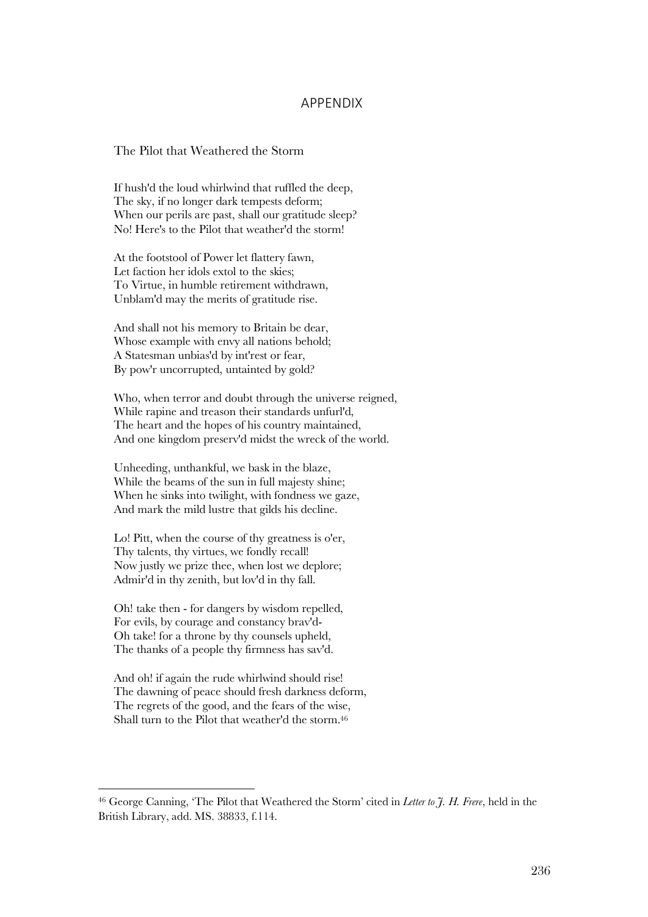# APPENDIX

## The Pilot that Weathered the Storm

If hush'd the loud whirlwind that ruffled the deep,  
The sky, if no longer dark tempests deform;  
When our perils are past, shall our gratitude sleep?  
No! Here's to the Pilot that weather'd the storm!

At the footstool of Power let flattery fawn,  
Let faction her idols extol to the skies;  
To Virtue, in humble retirement withdrawn,  
Unblam'd may the merits of gratitude rise.

And shall not his memory to Britain be dear,  
Whose example with envy all nations behold;  
A Statesman unbias'd by int'rest or fear,  
By pow'r uncorrupted, untainted by gold?

Who, when terror and doubt through the universe reigned,  
While rapine and treason their standards unfurl'd,  
The heart and the hopes of his country maintained,  
And one kingdom preserv'd midst the wreck of the world.

Unheeding, unthankful, we bask in the blaze,  
While the beams of the sun in full majesty shine;  
When he sinks into twilight, with fondness we gaze,  
And mark the mild lustre that gilds his decline.

Lo! Pitt, when the course of thy greatness is o'er,  
Thy talents, thy virtues, we fondly recall!  
Now justly we prize thee, when lost we deplore;  
Admir'd in thy zenith, but lov'd in thy fall.

Oh! take then - for dangers by wisdom repelled,  
For evils, by courage and constancy brav'd-  
Oh take! for a throne by thy counsels upheld,  
The thanks of a people thy firmness has sav'd.

And oh! if again the rude whirlwind should rise!  
The dawning of peace should fresh darkness deform,  
The regrets of the good, and the fears of the wise,  
Shall turn to the Pilot that weather'd the storm.[46]

---

[46] George Canning, 'The Pilot that Weathered the Storm' cited in *Letter to J. H. Frere*, held in the British Library, add. MS. 38833, f.114.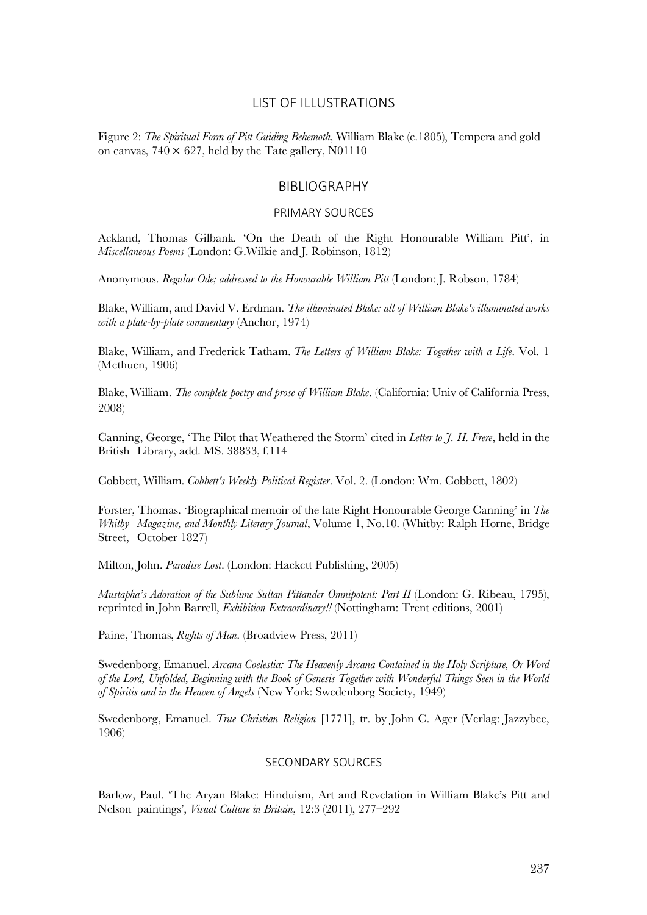## LIST OF ILLUSTRATIONS

Figure 2: *The Spiritual Form of Pitt Guiding Behemoth*, William Blake (c.1805), Tempera and gold on canvas, 740 × 627, held by the Tate gallery, N01110

## BIBLIOGRAPHY

### PRIMARY SOURCES

Ackland, Thomas Gilbank. 'On the Death of the Right Honourable William Pitt', in *Miscellaneous Poems* (London: G.Wilkie and J. Robinson, 1812)

Anonymous. *Regular Ode; addressed to the Honourable William Pitt* (London: J. Robson, 1784)

Blake, William, and David V. Erdman. *The illuminated Blake: all of William Blake's illuminated works with a plate-by-plate commentary* (Anchor, 1974)

Blake, William, and Frederick Tatham. *The Letters of William Blake: Together with a Life*. Vol. 1 (Methuen, 1906)

Blake, William. *The complete poetry and prose of William Blake*. (California: Univ of California Press, 2008)

Canning, George, 'The Pilot that Weathered the Storm' cited in *Letter to J. H. Frere*, held in the British Library, add. MS. 38833, f.114

Cobbett, William. *Cobbett's Weekly Political Register*. Vol. 2. (London: Wm. Cobbett, 1802)

Forster, Thomas. 'Biographical memoir of the late Right Honourable George Canning' in *The Whitby Magazine, and Monthly Literary Journal*, Volume 1, No.10. (Whitby: Ralph Horne, Bridge Street, October 1827)

Milton, John. *Paradise Lost*. (London: Hackett Publishing, 2005)

*Mustapha's Adoration of the Sublime Sultan Pittander Omnipotent: Part II* (London: G. Ribeau, 1795), reprinted in John Barrell, *Exhibition Extraordinary!!* (Nottingham: Trent editions, 2001)

Paine, Thomas, *Rights of Man*. (Broadview Press, 2011)

Swedenborg, Emanuel. *Arcana Coelestia: The Heavenly Arcana Contained in the Holy Scripture, Or Word of the Lord, Unfolded, Beginning with the Book of Genesis Together with Wonderful Things Seen in the World of Spiritis and in the Heaven of Angels* (New York: Swedenborg Society, 1949)

Swedenborg, Emanuel. *True Christian Religion* [1771], tr. by John C. Ager (Verlag: Jazzybee, 1906)

### SECONDARY SOURCES

Barlow, Paul. 'The Aryan Blake: Hinduism, Art and Revelation in William Blake's Pitt and Nelson paintings', *Visual Culture in Britain*, 12:3 (2011), 277–292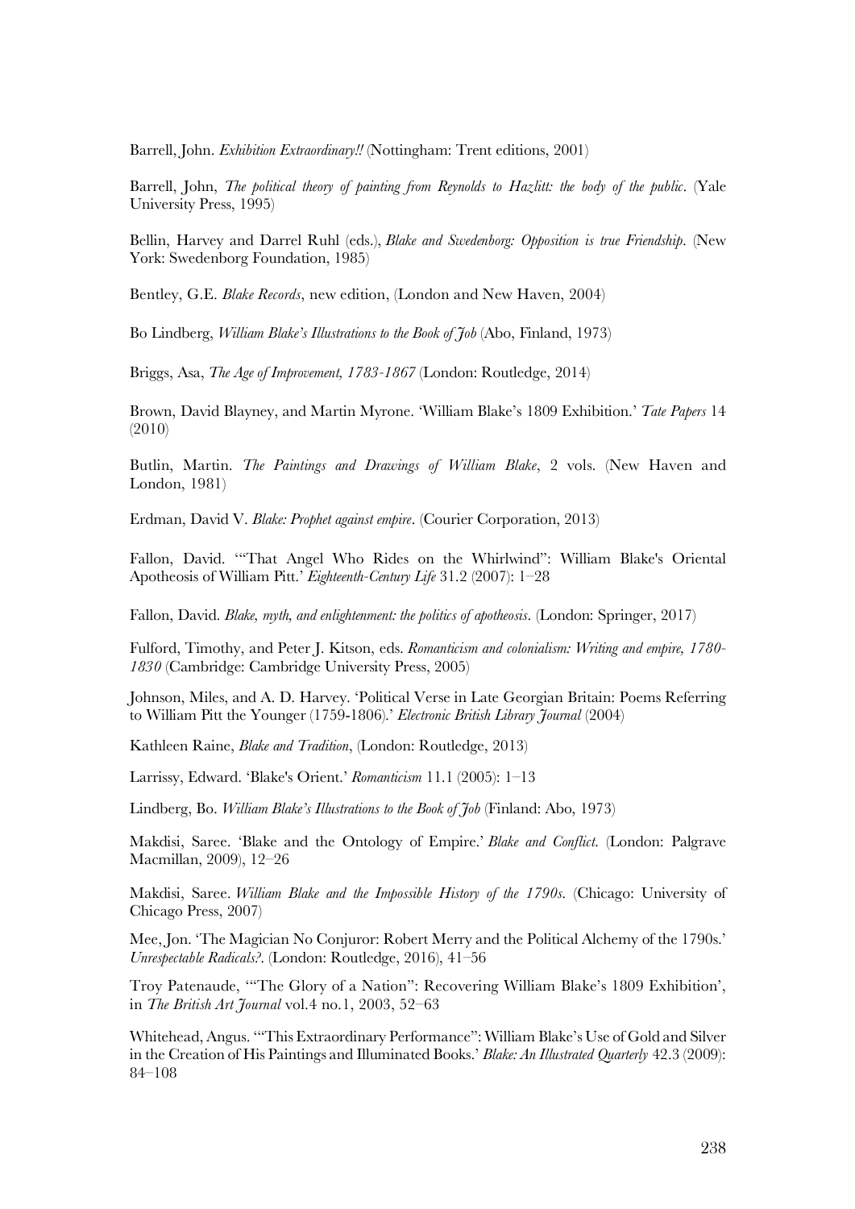Barrell, John. *Exhibition Extraordinary!!* (Nottingham: Trent editions, 2001)

Barrell, John, *The political theory of painting from Reynolds to Hazlitt: the body of the public*. (Yale University Press, 1995)

Bellin, Harvey and Darrel Ruhl (eds.), *Blake and Swedenborg: Opposition is true Friendship*. (New York: Swedenborg Foundation, 1985)

Bentley, G.E. *Blake Records*, new edition, (London and New Haven, 2004)

Bo Lindberg, *William Blake's Illustrations to the Book of Job* (Abo, Finland, 1973)

Briggs, Asa, *The Age of Improvement, 1783-1867* (London: Routledge, 2014)

Brown, David Blayney, and Martin Myrone. 'William Blake's 1809 Exhibition.' *Tate Papers* 14 (2010)

Butlin, Martin. *The Paintings and Drawings of William Blake*, 2 vols. (New Haven and London, 1981)

Erdman, David V. *Blake: Prophet against empire*. (Courier Corporation, 2013)

Fallon, David. '"That Angel Who Rides on the Whirlwind": William Blake's Oriental Apotheosis of William Pitt.' *Eighteenth-Century Life* 31.2 (2007): 1–28

Fallon, David. *Blake, myth, and enlightenment: the politics of apotheosis*. (London: Springer, 2017)

Fulford, Timothy, and Peter J. Kitson, eds. *Romanticism and colonialism: Writing and empire, 1780-1830* (Cambridge: Cambridge University Press, 2005)

Johnson, Miles, and A. D. Harvey. 'Political Verse in Late Georgian Britain: Poems Referring to William Pitt the Younger (1759-1806).' *Electronic British Library Journal* (2004)

Kathleen Raine, *Blake and Tradition*, (London: Routledge, 2013)

Larrissy, Edward. 'Blake's Orient.' *Romanticism* 11.1 (2005): 1–13

Lindberg, Bo. *William Blake's Illustrations to the Book of Job* (Finland: Abo, 1973)

Makdisi, Saree. 'Blake and the Ontology of Empire.' *Blake and Conflict*. (London: Palgrave Macmillan, 2009), 12–26

Makdisi, Saree. *William Blake and the Impossible History of the 1790s*. (Chicago: University of Chicago Press, 2007)

Mee, Jon. 'The Magician No Conjuror: Robert Merry and the Political Alchemy of the 1790s.' *Unrespectable Radicals?*. (London: Routledge, 2016), 41–56

Troy Patenaude, '"The Glory of a Nation": Recovering William Blake's 1809 Exhibition', in *The British Art Journal* vol.4 no.1, 2003, 52–63

Whitehead, Angus. '"This Extraordinary Performance": William Blake's Use of Gold and Silver in the Creation of His Paintings and Illuminated Books.' *Blake: An Illustrated Quarterly* 42.3 (2009): 84–108